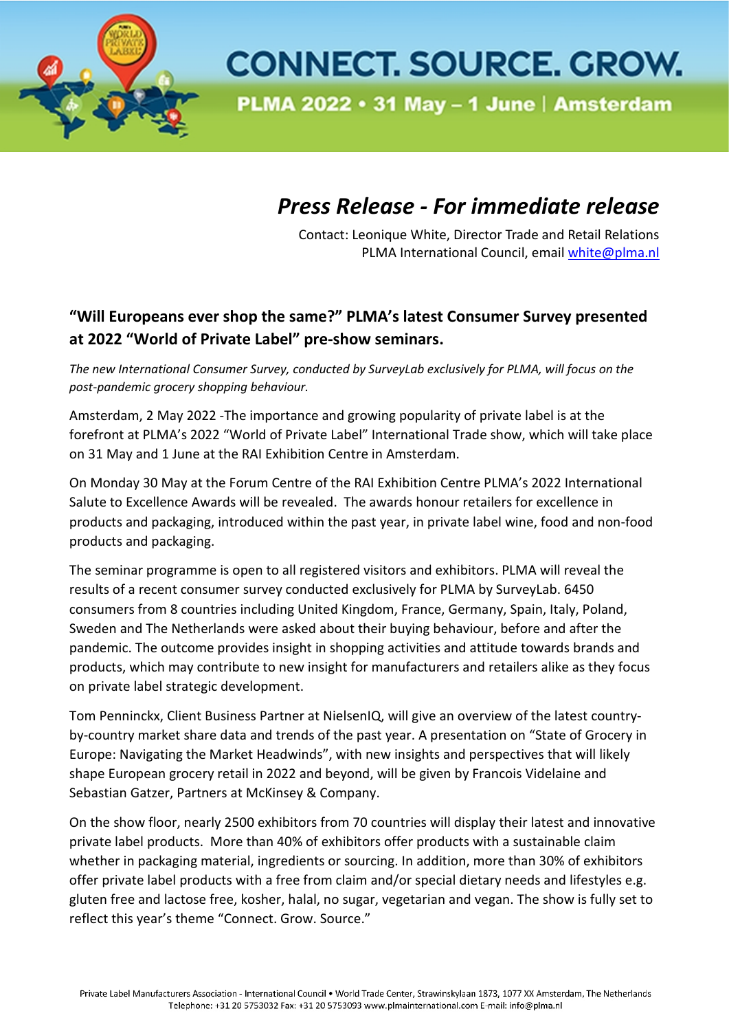# CONNECT. SOURCE. GROW.

**PLMA 2022 • 31 May – 1 June | Amsterdam**

## *Press Release - For immediate release*

Contact: Leonique White, Director Trade and Retail Relations
PLMA International Council, email white@plma.nl

### "Will Europeans ever shop the same?" PLMA's latest Consumer Survey presented at 2022 "World of Private Label" pre-show seminars.

*The new International Consumer Survey, conducted by SurveyLab exclusively for PLMA, will focus on the post-pandemic grocery shopping behaviour.*

Amsterdam, 2 May 2022 -The importance and growing popularity of private label is at the forefront at PLMA's 2022 "World of Private Label" International Trade show, which will take place on 31 May and 1 June at the RAI Exhibition Centre in Amsterdam.

On Monday 30 May at the Forum Centre of the RAI Exhibition Centre PLMA's 2022 International Salute to Excellence Awards will be revealed. The awards honour retailers for excellence in products and packaging, introduced within the past year, in private label wine, food and non-food products and packaging.

The seminar programme is open to all registered visitors and exhibitors. PLMA will reveal the results of a recent consumer survey conducted exclusively for PLMA by SurveyLab. 6450 consumers from 8 countries including United Kingdom, France, Germany, Spain, Italy, Poland, Sweden and The Netherlands were asked about their buying behaviour, before and after the pandemic. The outcome provides insight in shopping activities and attitude towards brands and products, which may contribute to new insight for manufacturers and retailers alike as they focus on private label strategic development.

Tom Penninckx, Client Business Partner at NielsenIQ, will give an overview of the latest country-by-country market share data and trends of the past year. A presentation on "State of Grocery in Europe: Navigating the Market Headwinds", with new insights and perspectives that will likely shape European grocery retail in 2022 and beyond, will be given by Francois Videlaine and Sebastian Gatzer, Partners at McKinsey & Company.

On the show floor, nearly 2500 exhibitors from 70 countries will display their latest and innovative private label products. More than 40% of exhibitors offer products with a sustainable claim whether in packaging material, ingredients or sourcing. In addition, more than 30% of exhibitors offer private label products with a free from claim and/or special dietary needs and lifestyles e.g. gluten free and lactose free, kosher, halal, no sugar, vegetarian and vegan. The show is fully set to reflect this year's theme "Connect. Grow. Source."

Private Label Manufacturers Association - International Council • World Trade Center, Strawinskylaan 1873, 1077 XX Amsterdam, The Netherlands
Telephone: +31 20 5753032 Fax: +31 20 5753093 www.plmainternational.com E-mail: info@plma.nl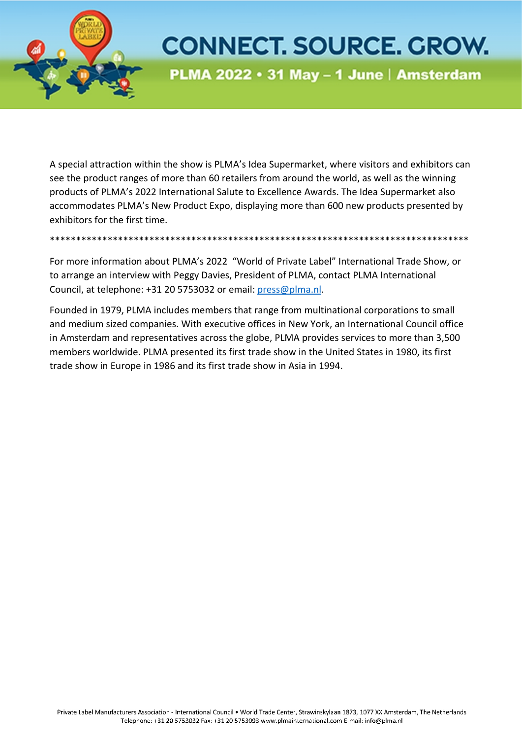A special attraction within the show is PLMA's Idea Supermarket, where visitors and exhibitors can see the product ranges of more than 60 retailers from around the world, as well as the winning products of PLMA's 2022 International Salute to Excellence Awards. The Idea Supermarket also accommodates PLMA's New Product Expo, displaying more than 600 new products presented by exhibitors for the first time.

********************************************************************************

For more information about PLMA's 2022 "World of Private Label" International Trade Show, or to arrange an interview with Peggy Davies, President of PLMA, contact PLMA International Council, at telephone: +31 20 5753032 or email: press@plma.nl.

Founded in 1979, PLMA includes members that range from multinational corporations to small and medium sized companies. With executive offices in New York, an International Council office in Amsterdam and representatives across the globe, PLMA provides services to more than 3,500 members worldwide. PLMA presented its first trade show in the United States in 1980, its first trade show in Europe in 1986 and its first trade show in Asia in 1994.